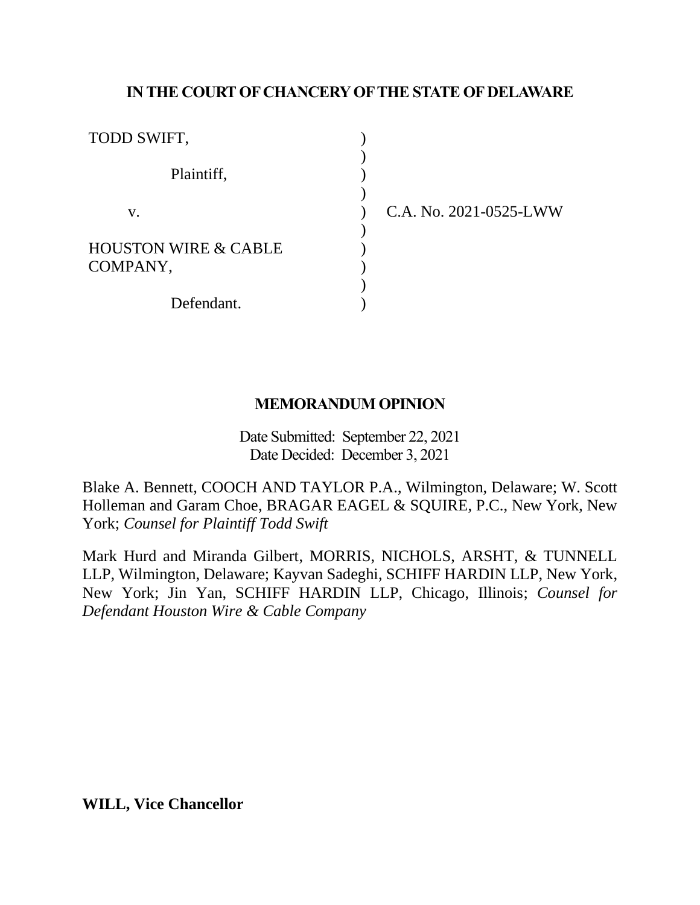**IN THE COURT OF CHANCERY OF THE STATE OF DELAWARE**

| | | |
|---|---|---|
| TODD SWIFT, | ) | |
| | ) | |
| Plaintiff, | ) | |
| | ) | |
| v. | ) | C.A. No. 2021-0525-LWW |
| | ) | |
| HOUSTON WIRE & CABLE COMPANY, | ) | |
| | ) | |
| Defendant. | ) | |

**MEMORANDUM OPINION**

Date Submitted: September 22, 2021
Date Decided: December 3, 2021

Blake A. Bennett, COOCH AND TAYLOR P.A., Wilmington, Delaware; W. Scott Holleman and Garam Choe, BRAGAR EAGEL & SQUIRE, P.C., New York, New York; *Counsel for Plaintiff Todd Swift*

Mark Hurd and Miranda Gilbert, MORRIS, NICHOLS, ARSHT, & TUNNELL LLP, Wilmington, Delaware; Kayvan Sadeghi, SCHIFF HARDIN LLP, New York, New York; Jin Yan, SCHIFF HARDIN LLP, Chicago, Illinois; *Counsel for Defendant Houston Wire & Cable Company*

**WILL, Vice Chancellor**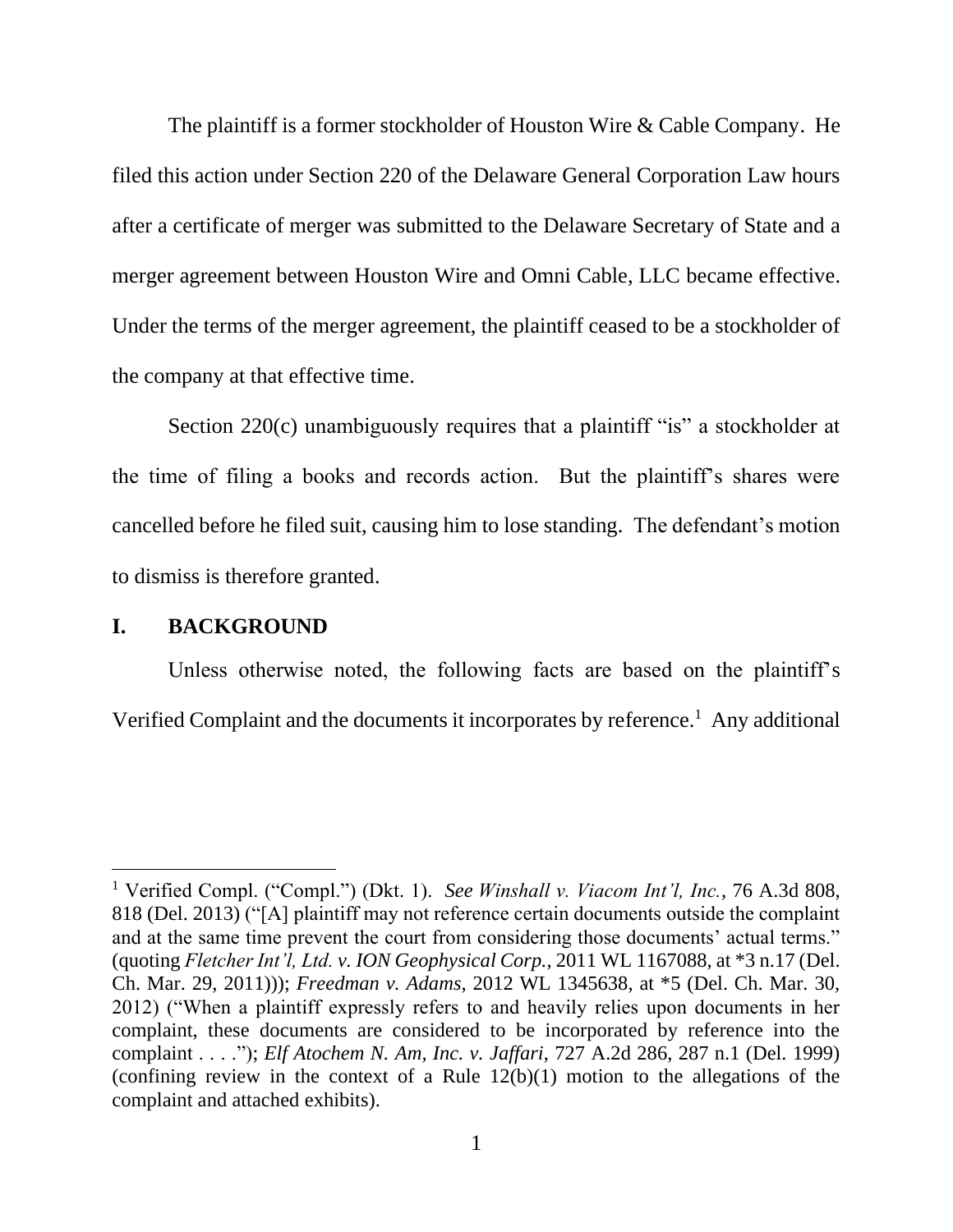The plaintiff is a former stockholder of Houston Wire & Cable Company. He filed this action under Section 220 of the Delaware General Corporation Law hours after a certificate of merger was submitted to the Delaware Secretary of State and a merger agreement between Houston Wire and Omni Cable, LLC became effective. Under the terms of the merger agreement, the plaintiff ceased to be a stockholder of the company at that effective time.

Section 220(c) unambiguously requires that a plaintiff "is" a stockholder at the time of filing a books and records action. But the plaintiff's shares were cancelled before he filed suit, causing him to lose standing. The defendant's motion to dismiss is therefore granted.

## I. BACKGROUND

Unless otherwise noted, the following facts are based on the plaintiff's Verified Complaint and the documents it incorporates by reference.[1] Any additional

[1] Verified Compl. ("Compl.") (Dkt. 1). *See Winshall v. Viacom Int'l, Inc.*, 76 A.3d 808, 818 (Del. 2013) ("[A] plaintiff may not reference certain documents outside the complaint and at the same time prevent the court from considering those documents' actual terms." (quoting *Fletcher Int'l, Ltd. v. ION Geophysical Corp.*, 2011 WL 1167088, at *3 n.17 (Del. Ch. Mar. 29, 2011))); *Freedman v. Adams*, 2012 WL 1345638, at *5 (Del. Ch. Mar. 30, 2012) ("When a plaintiff expressly refers to and heavily relies upon documents in her complaint, these documents are considered to be incorporated by reference into the complaint . . . ."); *Elf Atochem N. Am, Inc. v. Jaffari*, 727 A.2d 286, 287 n.1 (Del. 1999) (confining review in the context of a Rule 12(b)(1) motion to the allegations of the complaint and attached exhibits).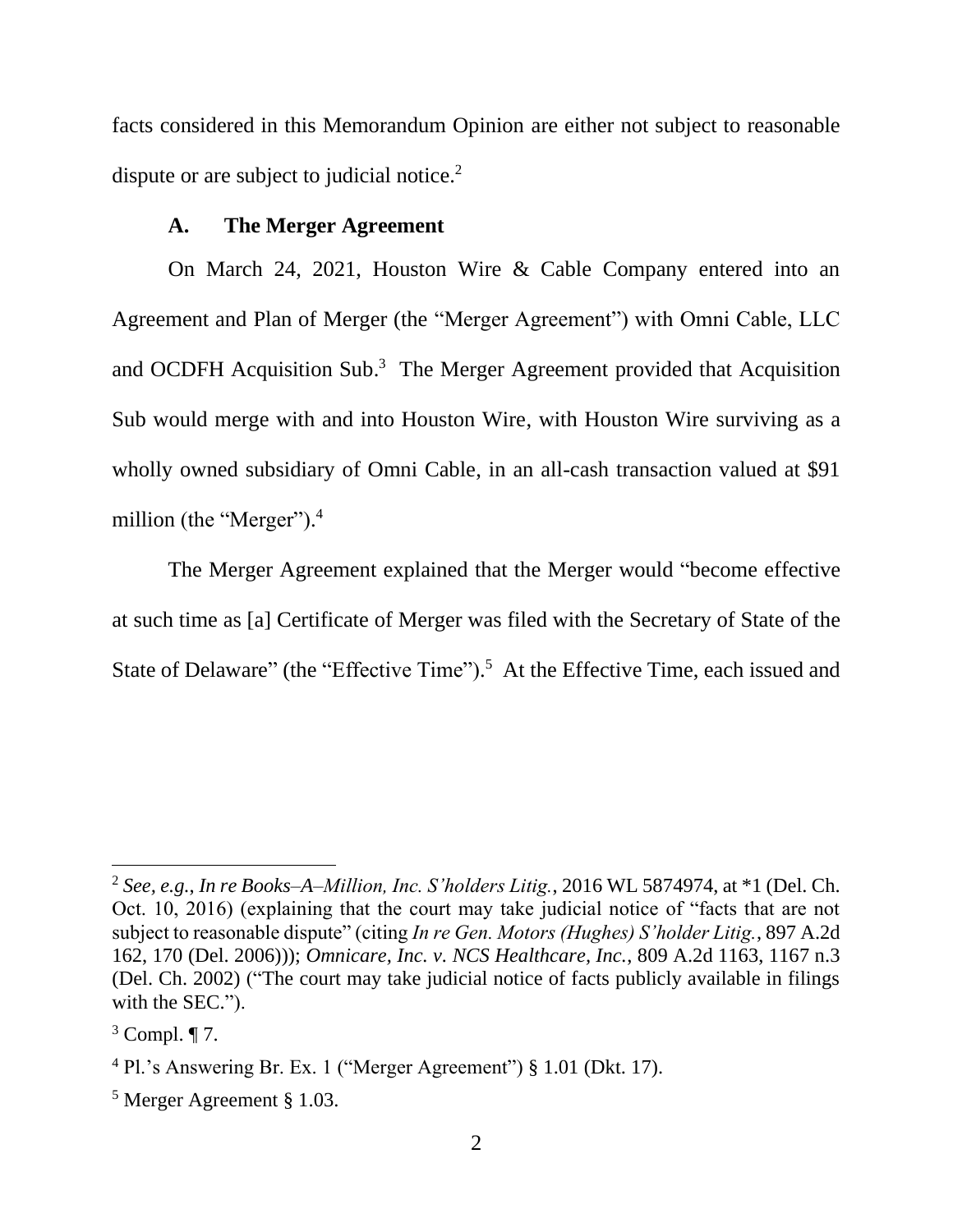facts considered in this Memorandum Opinion are either not subject to reasonable dispute or are subject to judicial notice.[2]

### A. The Merger Agreement

On March 24, 2021, Houston Wire & Cable Company entered into an Agreement and Plan of Merger (the "Merger Agreement") with Omni Cable, LLC and OCDFH Acquisition Sub.[3] The Merger Agreement provided that Acquisition Sub would merge with and into Houston Wire, with Houston Wire surviving as a wholly owned subsidiary of Omni Cable, in an all-cash transaction valued at $91 million (the "Merger").[4]

The Merger Agreement explained that the Merger would "become effective at such time as [a] Certificate of Merger was filed with the Secretary of State of the State of Delaware" (the "Effective Time").[5] At the Effective Time, each issued and

---

[2] *See, e.g.*, *In re Books–A–Million, Inc. S'holders Litig.*, 2016 WL 5874974, at *1 (Del. Ch. Oct. 10, 2016) (explaining that the court may take judicial notice of "facts that are not subject to reasonable dispute" (citing *In re Gen. Motors (Hughes) S'holder Litig.*, 897 A.2d 162, 170 (Del. 2006))); *Omnicare, Inc. v. NCS Healthcare, Inc.*, 809 A.2d 1163, 1167 n.3 (Del. Ch. 2002) ("The court may take judicial notice of facts publicly available in filings with the SEC.").

[3] Compl. ¶ 7.

[4] Pl.'s Answering Br. Ex. 1 ("Merger Agreement") § 1.01 (Dkt. 17).

[5] Merger Agreement § 1.03.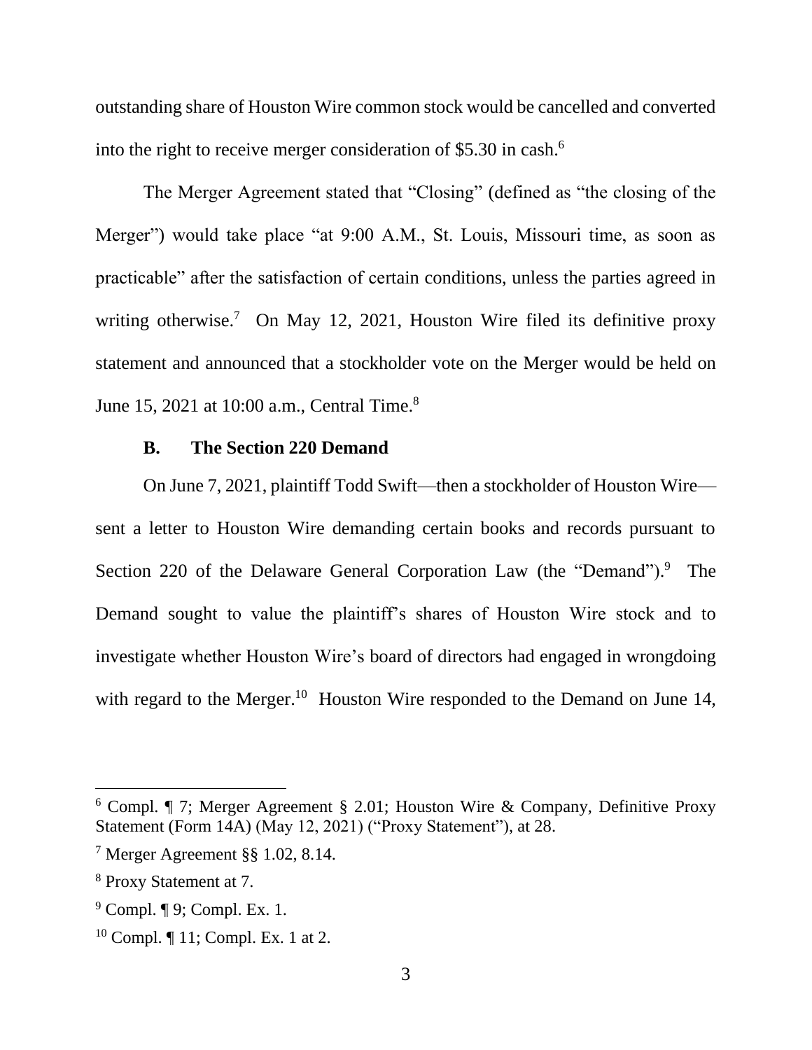outstanding share of Houston Wire common stock would be cancelled and converted into the right to receive merger consideration of $5.30 in cash.[6]

The Merger Agreement stated that "Closing" (defined as "the closing of the Merger") would take place "at 9:00 A.M., St. Louis, Missouri time, as soon as practicable" after the satisfaction of certain conditions, unless the parties agreed in writing otherwise.[7] On May 12, 2021, Houston Wire filed its definitive proxy statement and announced that a stockholder vote on the Merger would be held on June 15, 2021 at 10:00 a.m., Central Time.[8]

### B. The Section 220 Demand

On June 7, 2021, plaintiff Todd Swift—then a stockholder of Houston Wire—sent a letter to Houston Wire demanding certain books and records pursuant to Section 220 of the Delaware General Corporation Law (the "Demand").[9] The Demand sought to value the plaintiff's shares of Houston Wire stock and to investigate whether Houston Wire's board of directors had engaged in wrongdoing with regard to the Merger.[10] Houston Wire responded to the Demand on June 14,

---

[6] Compl. ¶ 7; Merger Agreement § 2.01; Houston Wire & Company, Definitive Proxy Statement (Form 14A) (May 12, 2021) ("Proxy Statement"), at 28.

[7] Merger Agreement §§ 1.02, 8.14.

[8] Proxy Statement at 7.

[9] Compl. ¶ 9; Compl. Ex. 1.

[10] Compl. ¶ 11; Compl. Ex. 1 at 2.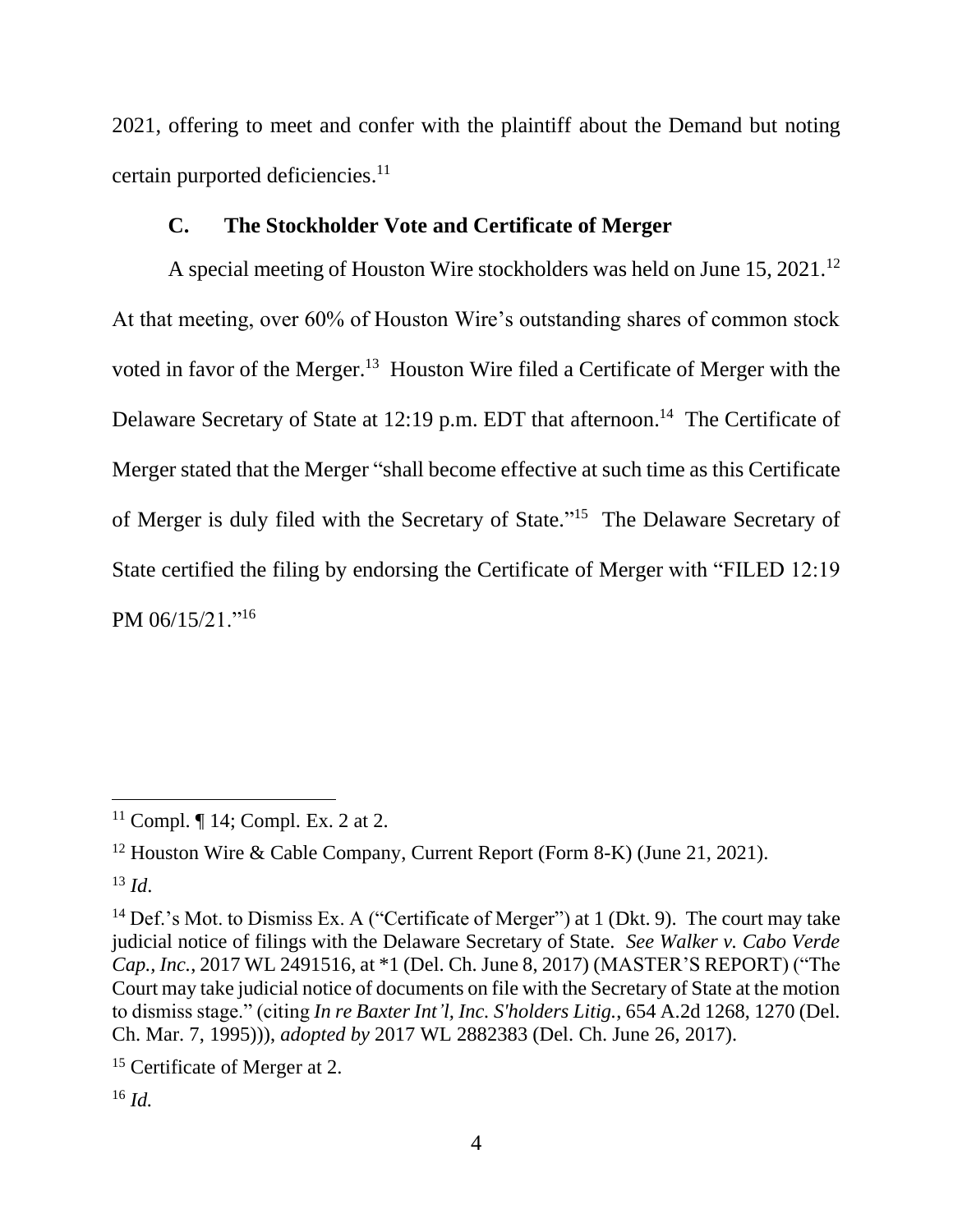2021, offering to meet and confer with the plaintiff about the Demand but noting certain purported deficiencies.[11]

### C. The Stockholder Vote and Certificate of Merger

A special meeting of Houston Wire stockholders was held on June 15, 2021.[12] At that meeting, over 60% of Houston Wire's outstanding shares of common stock voted in favor of the Merger.[13] Houston Wire filed a Certificate of Merger with the Delaware Secretary of State at 12:19 p.m. EDT that afternoon.[14] The Certificate of Merger stated that the Merger "shall become effective at such time as this Certificate of Merger is duly filed with the Secretary of State."[15] The Delaware Secretary of State certified the filing by endorsing the Certificate of Merger with "FILED 12:19 PM 06/15/21."[16]

---

[11] Compl. ¶ 14; Compl. Ex. 2 at 2.

[12] Houston Wire & Cable Company, Current Report (Form 8-K) (June 21, 2021).

[13] *Id*.

[14] Def.'s Mot. to Dismiss Ex. A ("Certificate of Merger") at 1 (Dkt. 9). The court may take judicial notice of filings with the Delaware Secretary of State. *See Walker v. Cabo Verde Cap., Inc.*, 2017 WL 2491516, at *1 (Del. Ch. June 8, 2017) (MASTER'S REPORT) ("The Court may take judicial notice of documents on file with the Secretary of State at the motion to dismiss stage." (citing *In re Baxter Int'l, Inc. S'holders Litig.*, 654 A.2d 1268, 1270 (Del. Ch. Mar. 7, 1995))), *adopted by* 2017 WL 2882383 (Del. Ch. June 26, 2017).

[15] Certificate of Merger at 2.

[16] *Id.*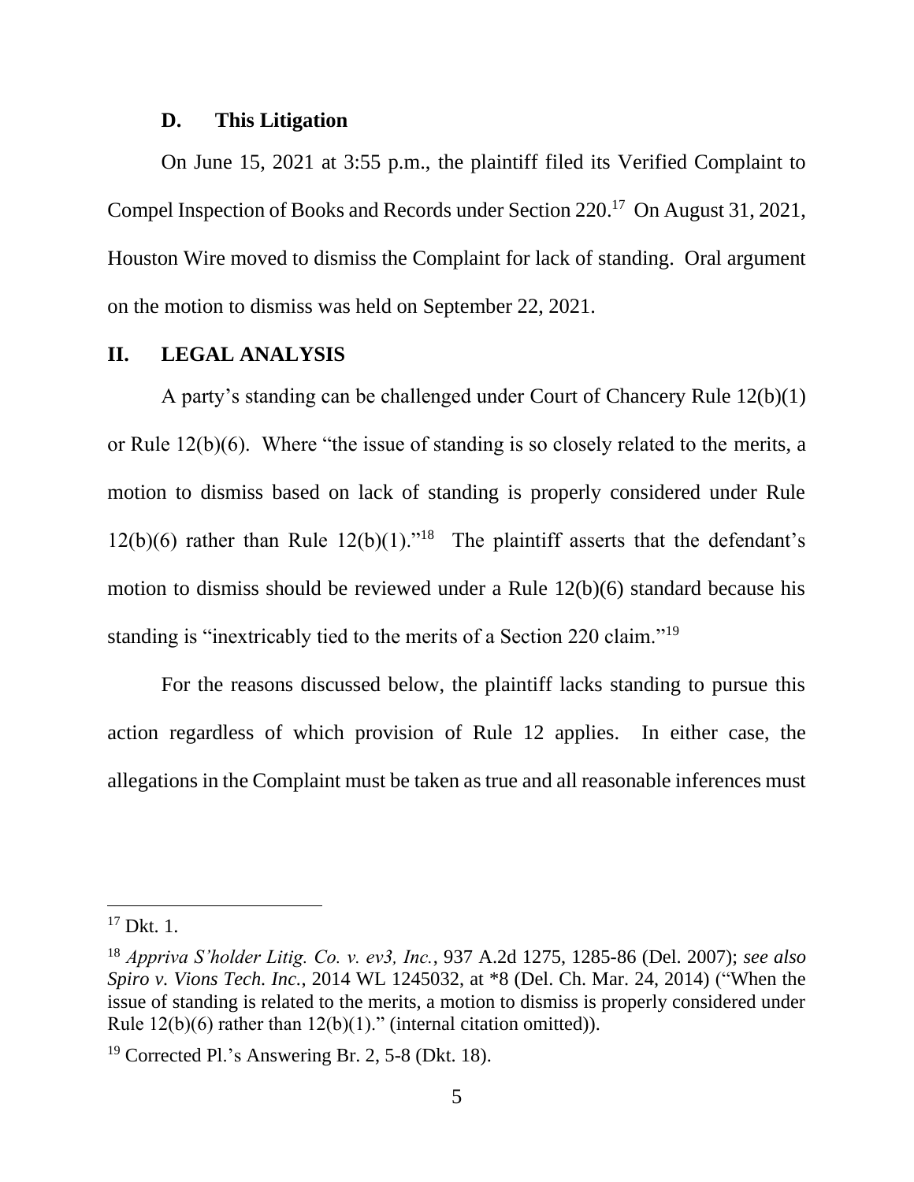### D. This Litigation

On June 15, 2021 at 3:55 p.m., the plaintiff filed its Verified Complaint to Compel Inspection of Books and Records under Section 220.[17] On August 31, 2021, Houston Wire moved to dismiss the Complaint for lack of standing. Oral argument on the motion to dismiss was held on September 22, 2021.

## II. LEGAL ANALYSIS

A party's standing can be challenged under Court of Chancery Rule 12(b)(1) or Rule 12(b)(6). Where "the issue of standing is so closely related to the merits, a motion to dismiss based on lack of standing is properly considered under Rule 12(b)(6) rather than Rule 12(b)(1)."[18] The plaintiff asserts that the defendant's motion to dismiss should be reviewed under a Rule 12(b)(6) standard because his standing is "inextricably tied to the merits of a Section 220 claim."[19]

For the reasons discussed below, the plaintiff lacks standing to pursue this action regardless of which provision of Rule 12 applies. In either case, the allegations in the Complaint must be taken as true and all reasonable inferences must

---

[17] Dkt. 1.

[18] *Appriva S'holder Litig. Co. v. ev3, Inc.*, 937 A.2d 1275, 1285-86 (Del. 2007); *see also Spiro v. Vions Tech. Inc.*, 2014 WL 1245032, at *8 (Del. Ch. Mar. 24, 2014) ("When the issue of standing is related to the merits, a motion to dismiss is properly considered under Rule 12(b)(6) rather than 12(b)(1)." (internal citation omitted)).

[19] Corrected Pl.'s Answering Br. 2, 5-8 (Dkt. 18).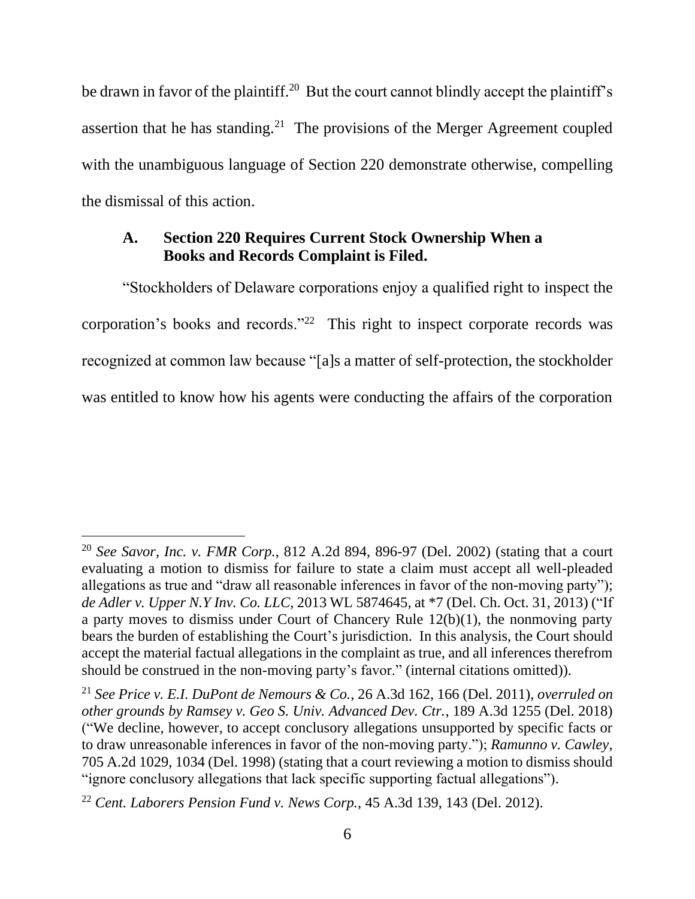be drawn in favor of the plaintiff.[20] But the court cannot blindly accept the plaintiff's assertion that he has standing.[21] The provisions of the Merger Agreement coupled with the unambiguous language of Section 220 demonstrate otherwise, compelling the dismissal of this action.

### A. Section 220 Requires Current Stock Ownership When a Books and Records Complaint is Filed.

"Stockholders of Delaware corporations enjoy a qualified right to inspect the corporation's books and records."[22] This right to inspect corporate records was recognized at common law because "[a]s a matter of self-protection, the stockholder was entitled to know how his agents were conducting the affairs of the corporation

---

[20] *See Savor, Inc. v. FMR Corp.*, 812 A.2d 894, 896-97 (Del. 2002) (stating that a court evaluating a motion to dismiss for failure to state a claim must accept all well-pleaded allegations as true and "draw all reasonable inferences in favor of the non-moving party"); *de Adler v. Upper N.Y Inv. Co. LLC*, 2013 WL 5874645, at *7 (Del. Ch. Oct. 31, 2013) ("If a party moves to dismiss under Court of Chancery Rule 12(b)(1), the nonmoving party bears the burden of establishing the Court's jurisdiction. In this analysis, the Court should accept the material factual allegations in the complaint as true, and all inferences therefrom should be construed in the non-moving party's favor." (internal citations omitted)).

[21] *See Price v. E.I. DuPont de Nemours & Co.*, 26 A.3d 162, 166 (Del. 2011), *overruled on other grounds by Ramsey v. Geo S. Univ. Advanced Dev. Ctr.*, 189 A.3d 1255 (Del. 2018) ("We decline, however, to accept conclusory allegations unsupported by specific facts or to draw unreasonable inferences in favor of the non-moving party."); *Ramunno v. Cawley*, 705 A.2d 1029, 1034 (Del. 1998) (stating that a court reviewing a motion to dismiss should "ignore conclusory allegations that lack specific supporting factual allegations").

[22] *Cent. Laborers Pension Fund v. News Corp.*, 45 A.3d 139, 143 (Del. 2012).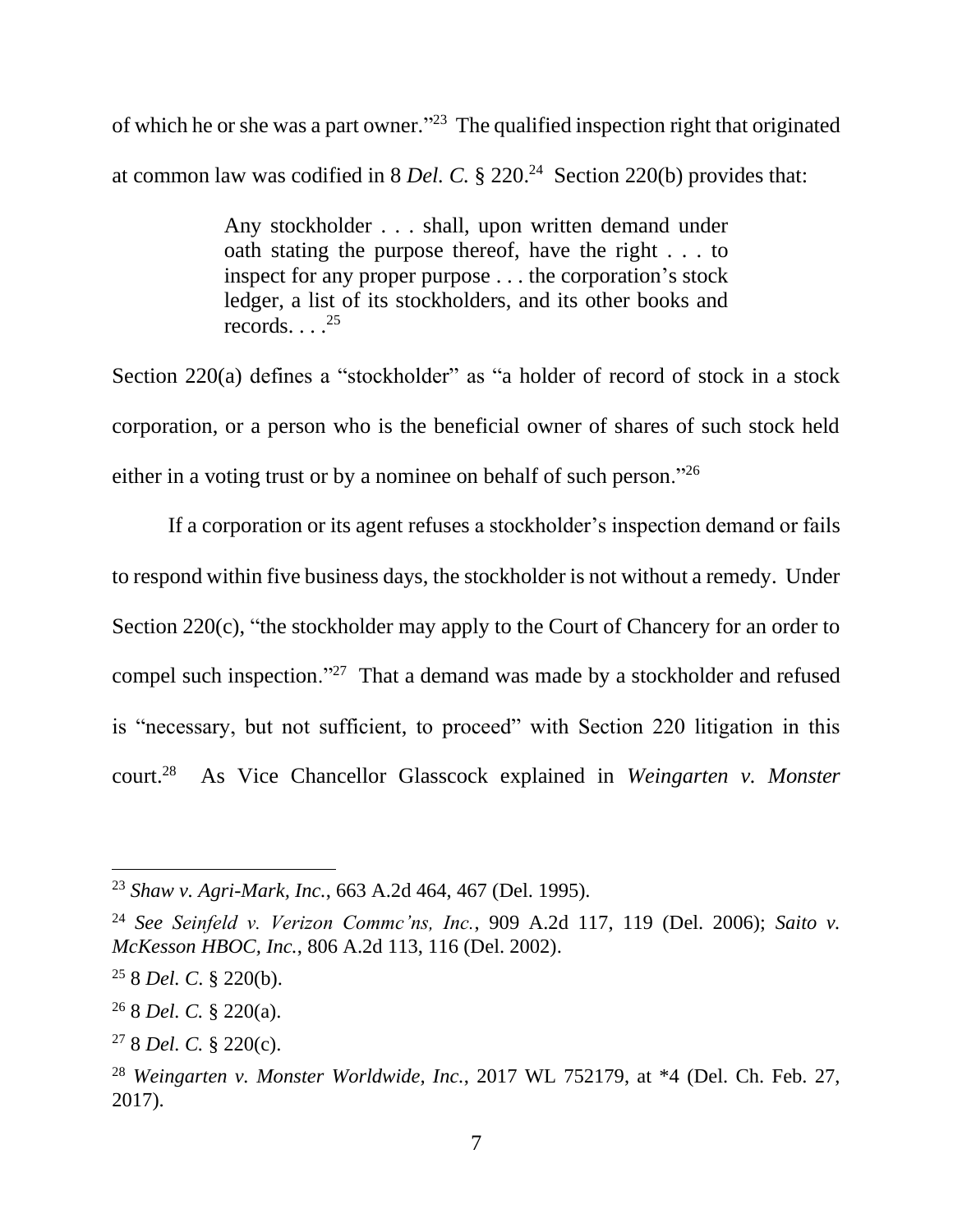of which he or she was a part owner."[23] The qualified inspection right that originated at common law was codified in 8 *Del. C.* § 220.[24] Section 220(b) provides that:

> Any stockholder . . . shall, upon written demand under oath stating the purpose thereof, have the right . . . to inspect for any proper purpose . . . the corporation's stock ledger, a list of its stockholders, and its other books and records. . . .[25]

Section 220(a) defines a "stockholder" as "a holder of record of stock in a stock corporation, or a person who is the beneficial owner of shares of such stock held either in a voting trust or by a nominee on behalf of such person."[26]

If a corporation or its agent refuses a stockholder's inspection demand or fails to respond within five business days, the stockholder is not without a remedy. Under Section 220(c), "the stockholder may apply to the Court of Chancery for an order to compel such inspection."[27] That a demand was made by a stockholder and refused is "necessary, but not sufficient, to proceed" with Section 220 litigation in this court.[28] As Vice Chancellor Glasscock explained in *Weingarten v. Monster*

---

[23] *Shaw v. Agri-Mark, Inc.*, 663 A.2d 464, 467 (Del. 1995).

[24] *See Seinfeld v. Verizon Commc'ns, Inc.*, 909 A.2d 117, 119 (Del. 2006); *Saito v. McKesson HBOC, Inc.*, 806 A.2d 113, 116 (Del. 2002).

[25] 8 *Del. C.* § 220(b).

[26] 8 *Del. C.* § 220(a).

[27] 8 *Del. C.* § 220(c).

[28] *Weingarten v. Monster Worldwide, Inc.*, 2017 WL 752179, at *4 (Del. Ch. Feb. 27, 2017).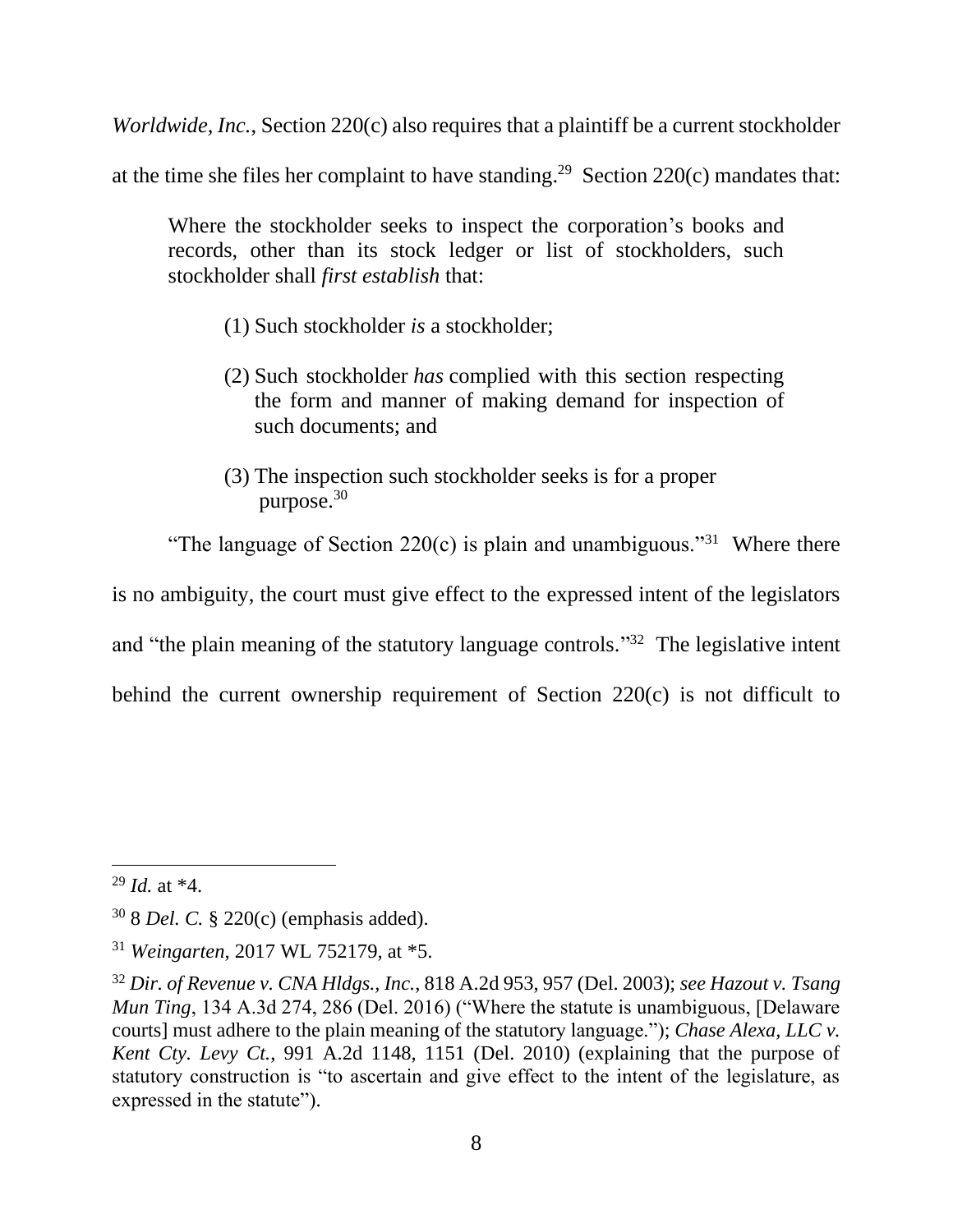*Worldwide, Inc.*, Section 220(c) also requires that a plaintiff be a current stockholder at the time she files her complaint to have standing.[29] Section 220(c) mandates that:

> Where the stockholder seeks to inspect the corporation's books and records, other than its stock ledger or list of stockholders, such stockholder shall *first establish* that:
>
> (1) Such stockholder *is* a stockholder;
>
> (2) Such stockholder *has* complied with this section respecting the form and manner of making demand for inspection of such documents; and
>
> (3) The inspection such stockholder seeks is for a proper purpose.[30]

"The language of Section 220(c) is plain and unambiguous."[31] Where there is no ambiguity, the court must give effect to the expressed intent of the legislators and "the plain meaning of the statutory language controls."[32] The legislative intent behind the current ownership requirement of Section 220(c) is not difficult to

---

[29] *Id.* at *4.

[30] 8 *Del. C.* § 220(c) (emphasis added).

[31] *Weingarten*, 2017 WL 752179, at *5.

[32] *Dir. of Revenue v. CNA Hldgs., Inc.*, 818 A.2d 953, 957 (Del. 2003); *see Hazout v. Tsang Mun Ting*, 134 A.3d 274, 286 (Del. 2016) ("Where the statute is unambiguous, [Delaware courts] must adhere to the plain meaning of the statutory language."); *Chase Alexa, LLC v. Kent Cty. Levy Ct.*, 991 A.2d 1148, 1151 (Del. 2010) (explaining that the purpose of statutory construction is "to ascertain and give effect to the intent of the legislature, as expressed in the statute").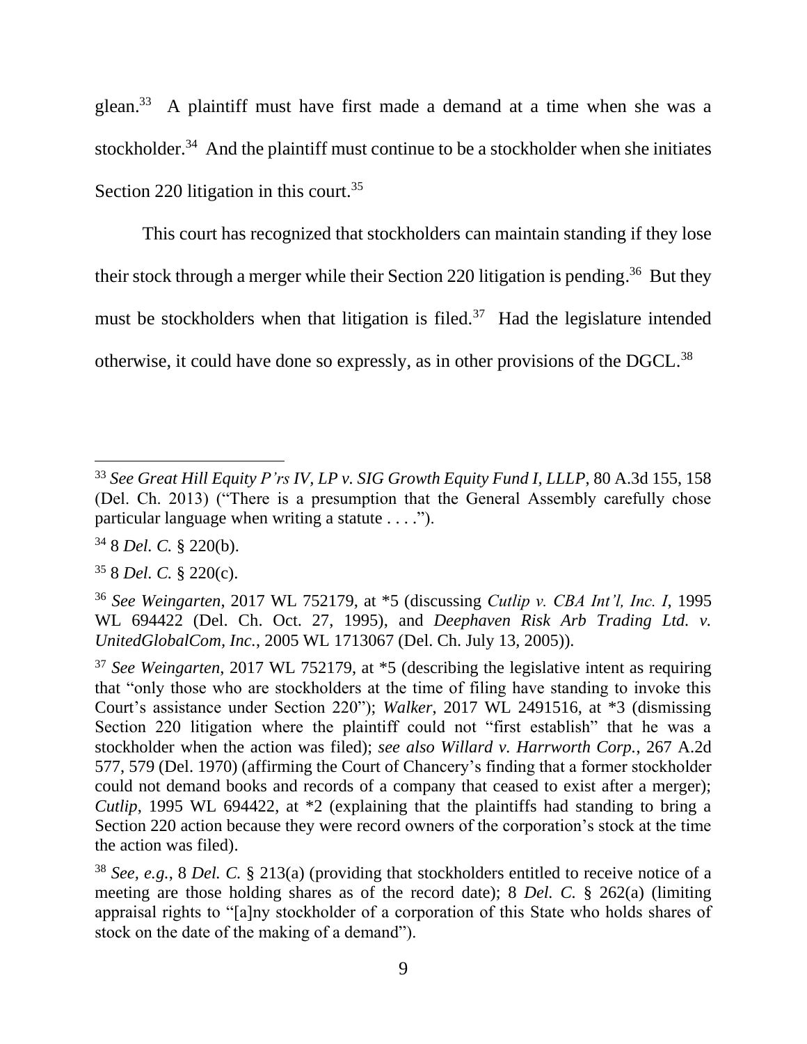glean.[33] A plaintiff must have first made a demand at a time when she was a stockholder.[34] And the plaintiff must continue to be a stockholder when she initiates Section 220 litigation in this court.[35]

This court has recognized that stockholders can maintain standing if they lose their stock through a merger while their Section 220 litigation is pending.[36] But they must be stockholders when that litigation is filed.[37] Had the legislature intended otherwise, it could have done so expressly, as in other provisions of the DGCL.[38]

---

[33] *See Great Hill Equity P'rs IV, LP v. SIG Growth Equity Fund I, LLLP*, 80 A.3d 155, 158 (Del. Ch. 2013) ("There is a presumption that the General Assembly carefully chose particular language when writing a statute . . . .").

[34] 8 *Del. C.* § 220(b).

[35] 8 *Del. C.* § 220(c).

[36] *See Weingarten*, 2017 WL 752179, at *5 (discussing *Cutlip v. CBA Int'l, Inc. I*, 1995 WL 694422 (Del. Ch. Oct. 27, 1995), and *Deephaven Risk Arb Trading Ltd. v. UnitedGlobalCom, Inc.*, 2005 WL 1713067 (Del. Ch. July 13, 2005)).

[37] *See Weingarten*, 2017 WL 752179, at *5 (describing the legislative intent as requiring that "only those who are stockholders at the time of filing have standing to invoke this Court's assistance under Section 220"); *Walker*, 2017 WL 2491516, at *3 (dismissing Section 220 litigation where the plaintiff could not "first establish" that he was a stockholder when the action was filed); *see also Willard v. Harrworth Corp.*, 267 A.2d 577, 579 (Del. 1970) (affirming the Court of Chancery's finding that a former stockholder could not demand books and records of a company that ceased to exist after a merger); *Cutlip*, 1995 WL 694422, at *2 (explaining that the plaintiffs had standing to bring a Section 220 action because they were record owners of the corporation's stock at the time the action was filed).

[38] *See, e.g.*, 8 *Del. C.* § 213(a) (providing that stockholders entitled to receive notice of a meeting are those holding shares as of the record date); 8 *Del. C.* § 262(a) (limiting appraisal rights to "[a]ny stockholder of a corporation of this State who holds shares of stock on the date of the making of a demand").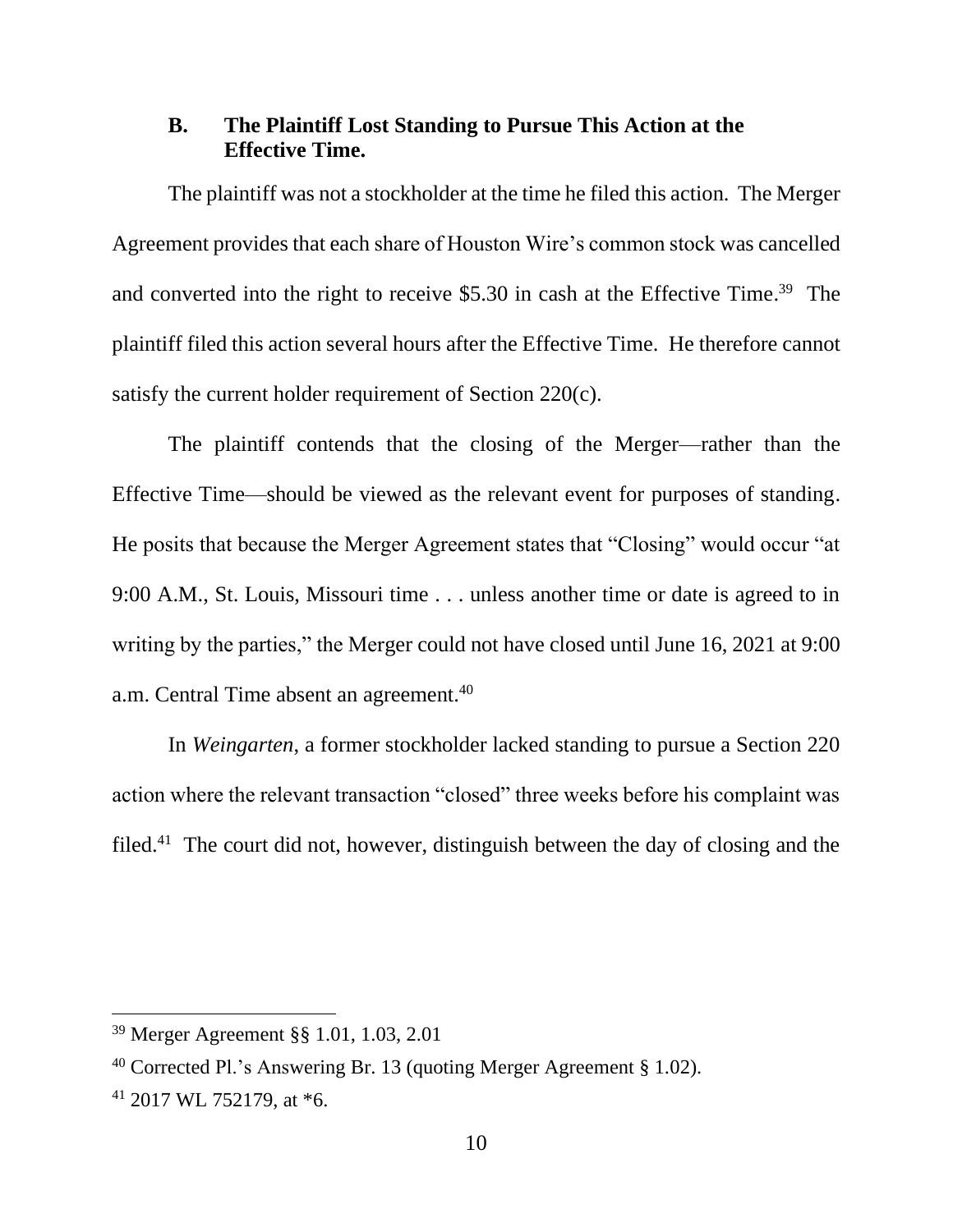### B. The Plaintiff Lost Standing to Pursue This Action at the Effective Time.

The plaintiff was not a stockholder at the time he filed this action. The Merger Agreement provides that each share of Houston Wire's common stock was cancelled and converted into the right to receive $5.30 in cash at the Effective Time.[39] The plaintiff filed this action several hours after the Effective Time. He therefore cannot satisfy the current holder requirement of Section 220(c).

The plaintiff contends that the closing of the Merger—rather than the Effective Time—should be viewed as the relevant event for purposes of standing. He posits that because the Merger Agreement states that "Closing" would occur "at 9:00 A.M., St. Louis, Missouri time . . . unless another time or date is agreed to in writing by the parties," the Merger could not have closed until June 16, 2021 at 9:00 a.m. Central Time absent an agreement.[40]

In *Weingarten*, a former stockholder lacked standing to pursue a Section 220 action where the relevant transaction "closed" three weeks before his complaint was filed.[41] The court did not, however, distinguish between the day of closing and the

---

[39] Merger Agreement §§ 1.01, 1.03, 2.01

[40] Corrected Pl.'s Answering Br. 13 (quoting Merger Agreement § 1.02).

[41] 2017 WL 752179, at *6.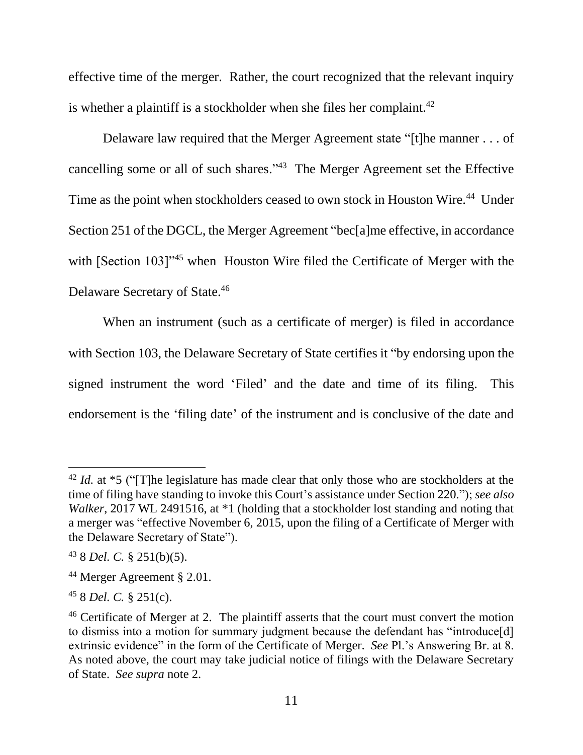effective time of the merger. Rather, the court recognized that the relevant inquiry is whether a plaintiff is a stockholder when she files her complaint.[42]

Delaware law required that the Merger Agreement state "[t]he manner . . . of cancelling some or all of such shares."[43] The Merger Agreement set the Effective Time as the point when stockholders ceased to own stock in Houston Wire.[44] Under Section 251 of the DGCL, the Merger Agreement "bec[a]me effective, in accordance with [Section 103]"[45] when Houston Wire filed the Certificate of Merger with the Delaware Secretary of State.[46]

When an instrument (such as a certificate of merger) is filed in accordance with Section 103, the Delaware Secretary of State certifies it "by endorsing upon the signed instrument the word 'Filed' and the date and time of its filing. This endorsement is the 'filing date' of the instrument and is conclusive of the date and

---

[42] *Id.* at *5 ("[T]he legislature has made clear that only those who are stockholders at the time of filing have standing to invoke this Court's assistance under Section 220."); *see also Walker*, 2017 WL 2491516, at *1 (holding that a stockholder lost standing and noting that a merger was "effective November 6, 2015, upon the filing of a Certificate of Merger with the Delaware Secretary of State").

[43] 8 *Del. C.* § 251(b)(5).

[44] Merger Agreement § 2.01.

[45] 8 *Del. C.* § 251(c).

[46] Certificate of Merger at 2. The plaintiff asserts that the court must convert the motion to dismiss into a motion for summary judgment because the defendant has "introduce[d] extrinsic evidence" in the form of the Certificate of Merger. *See* Pl.'s Answering Br. at 8. As noted above, the court may take judicial notice of filings with the Delaware Secretary of State. *See supra* note 2.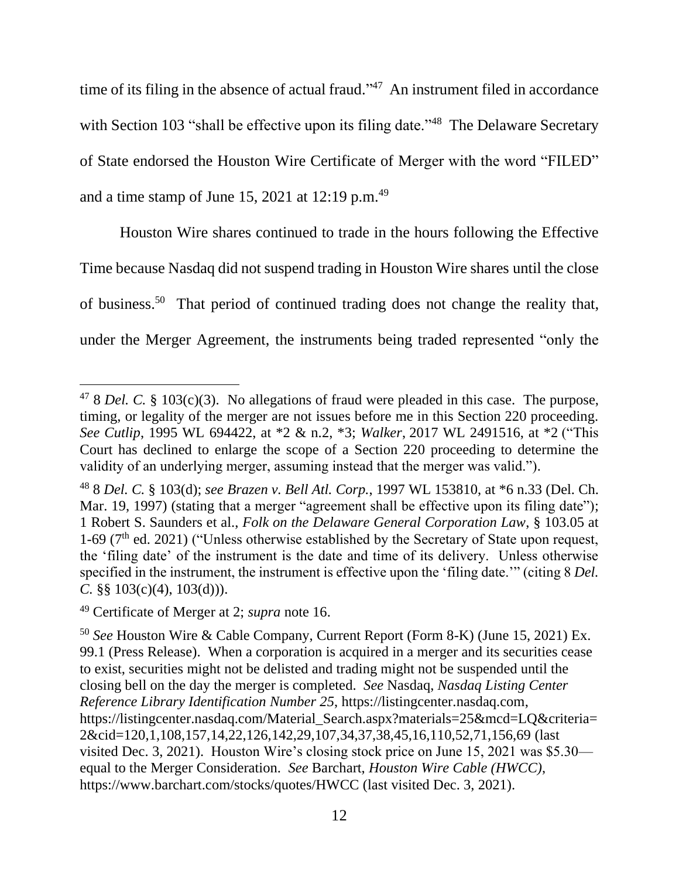time of its filing in the absence of actual fraud."[47] An instrument filed in accordance with Section 103 "shall be effective upon its filing date."[48] The Delaware Secretary of State endorsed the Houston Wire Certificate of Merger with the word "FILED" and a time stamp of June 15, 2021 at 12:19 p.m.[49]

Houston Wire shares continued to trade in the hours following the Effective Time because Nasdaq did not suspend trading in Houston Wire shares until the close of business.[50] That period of continued trading does not change the reality that, under the Merger Agreement, the instruments being traded represented "only the

---

[47] 8 *Del. C.* § 103(c)(3). No allegations of fraud were pleaded in this case. The purpose, timing, or legality of the merger are not issues before me in this Section 220 proceeding. *See Cutlip*, 1995 WL 694422, at *2 & n.2, *3; *Walker*, 2017 WL 2491516, at *2 ("This Court has declined to enlarge the scope of a Section 220 proceeding to determine the validity of an underlying merger, assuming instead that the merger was valid.").

[48] 8 *Del. C.* § 103(d); *see Brazen v. Bell Atl. Corp.*, 1997 WL 153810, at *6 n.33 (Del. Ch. Mar. 19, 1997) (stating that a merger "agreement shall be effective upon its filing date"); 1 Robert S. Saunders et al., *Folk on the Delaware General Corporation Law*, § 103.05 at 1-69 (7th ed. 2021) ("Unless otherwise established by the Secretary of State upon request, the 'filing date' of the instrument is the date and time of its delivery. Unless otherwise specified in the instrument, the instrument is effective upon the 'filing date.'" (citing 8 *Del. C.* §§ 103(c)(4), 103(d))).

[49] Certificate of Merger at 2; *supra* note 16.

[50] *See* Houston Wire & Cable Company, Current Report (Form 8-K) (June 15, 2021) Ex. 99.1 (Press Release). When a corporation is acquired in a merger and its securities cease to exist, securities might not be delisted and trading might not be suspended until the closing bell on the day the merger is completed. *See* Nasdaq, *Nasdaq Listing Center Reference Library Identification Number 25*, https://listingcenter.nasdaq.com, https://listingcenter.nasdaq.com/Material_Search.aspx?materials=25&mcd=LQ&criteria=2&cid=120,1,108,157,14,22,126,142,29,107,34,37,38,45,16,110,52,71,156,69 (last visited Dec. 3, 2021). Houston Wire's closing stock price on June 15, 2021 was $5.30—equal to the Merger Consideration. *See* Barchart, *Houston Wire Cable (HWCC)*, https://www.barchart.com/stocks/quotes/HWCC (last visited Dec. 3, 2021).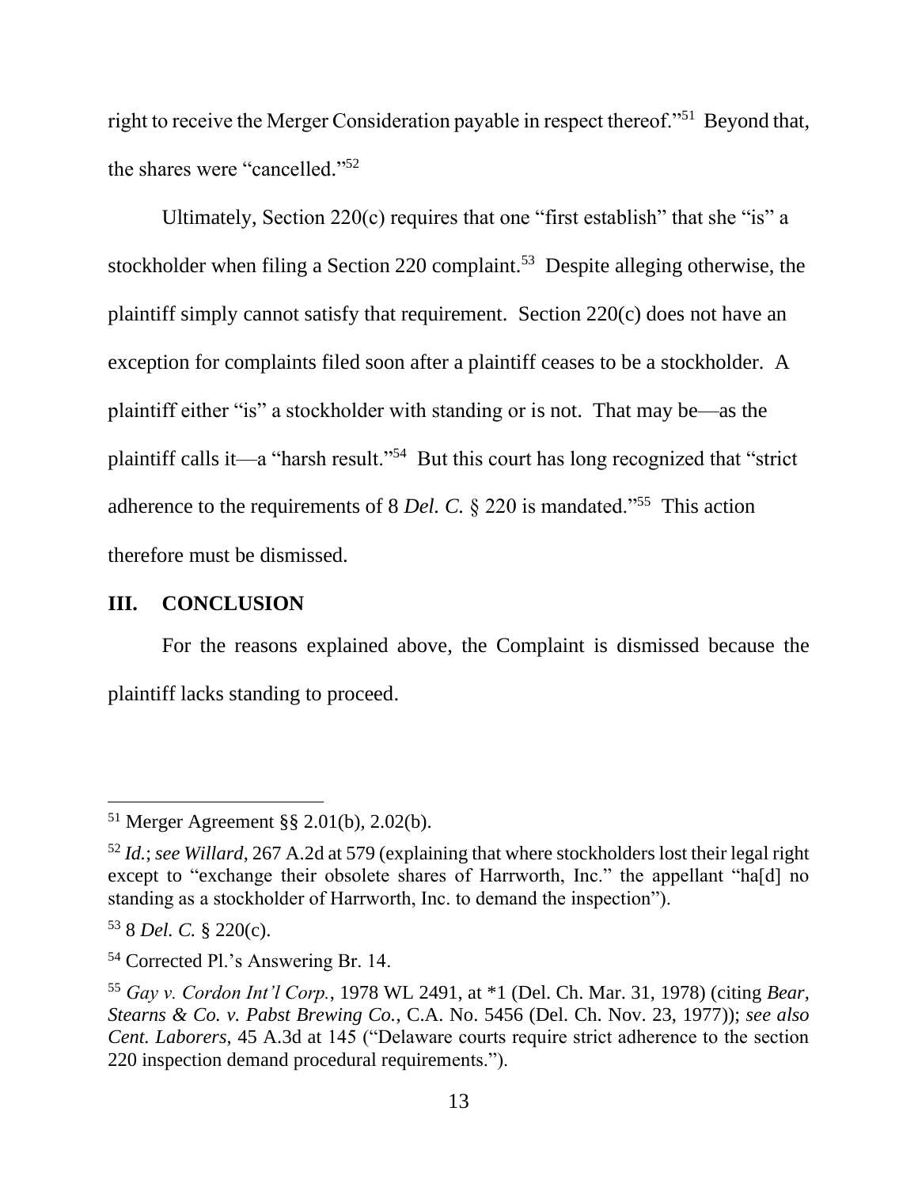right to receive the Merger Consideration payable in respect thereof."[51] Beyond that, the shares were "cancelled."[52]

Ultimately, Section 220(c) requires that one "first establish" that she "is" a stockholder when filing a Section 220 complaint.[53] Despite alleging otherwise, the plaintiff simply cannot satisfy that requirement. Section 220(c) does not have an exception for complaints filed soon after a plaintiff ceases to be a stockholder. A plaintiff either "is" a stockholder with standing or is not. That may be—as the plaintiff calls it—a "harsh result."[54] But this court has long recognized that "strict adherence to the requirements of 8 *Del. C.* § 220 is mandated."[55] This action therefore must be dismissed.

## III. CONCLUSION

For the reasons explained above, the Complaint is dismissed because the plaintiff lacks standing to proceed.

---

[51] Merger Agreement §§ 2.01(b), 2.02(b).

[52] *Id.*; *see Willard*, 267 A.2d at 579 (explaining that where stockholders lost their legal right except to "exchange their obsolete shares of Harrworth, Inc." the appellant "ha[d] no standing as a stockholder of Harrworth, Inc. to demand the inspection").

[53] 8 *Del. C.* § 220(c).

[54] Corrected Pl.'s Answering Br. 14.

[55] *Gay v. Cordon Int'l Corp.*, 1978 WL 2491, at *1 (Del. Ch. Mar. 31, 1978) (citing *Bear, Stearns & Co. v. Pabst Brewing Co.*, C.A. No. 5456 (Del. Ch. Nov. 23, 1977)); *see also Cent. Laborers*, 45 A.3d at 145 ("Delaware courts require strict adherence to the section 220 inspection demand procedural requirements.").